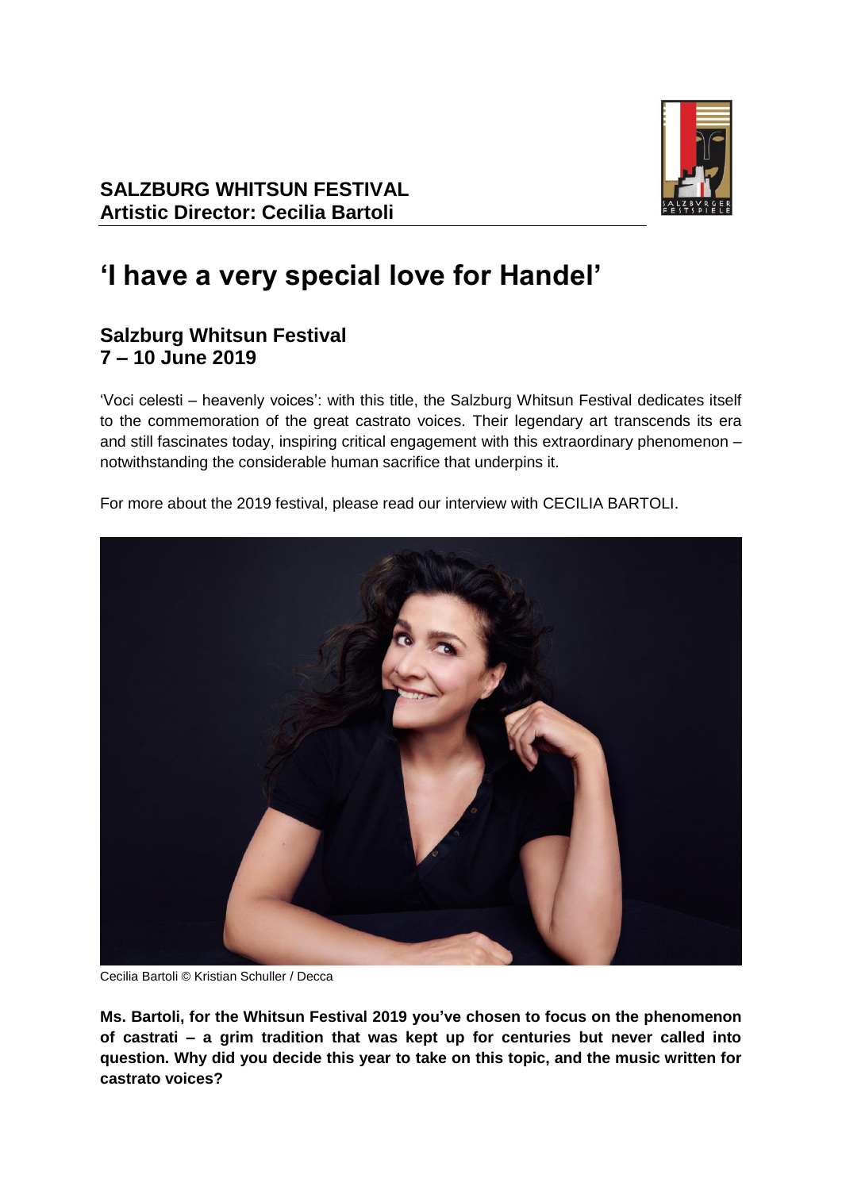**SALZBURG WHITSUN FESTIVAL**
**Artistic Director: Cecilia Bartoli**

# 'I have a very special love for Handel'

## Salzburg Whitsun Festival
## 7 – 10 June 2019

'Voci celesti – heavenly voices': with this title, the Salzburg Whitsun Festival dedicates itself to the commemoration of the great castrato voices. Their legendary art transcends its era and still fascinates today, inspiring critical engagement with this extraordinary phenomenon – notwithstanding the considerable human sacrifice that underpins it.

For more about the 2019 festival, please read our interview with CECILIA BARTOLI.

Cecilia Bartoli © Kristian Schuller / Decca

**Ms. Bartoli, for the Whitsun Festival 2019 you've chosen to focus on the phenomenon of castrati – a grim tradition that was kept up for centuries but never called into question. Why did you decide this year to take on this topic, and the music written for castrato voices?**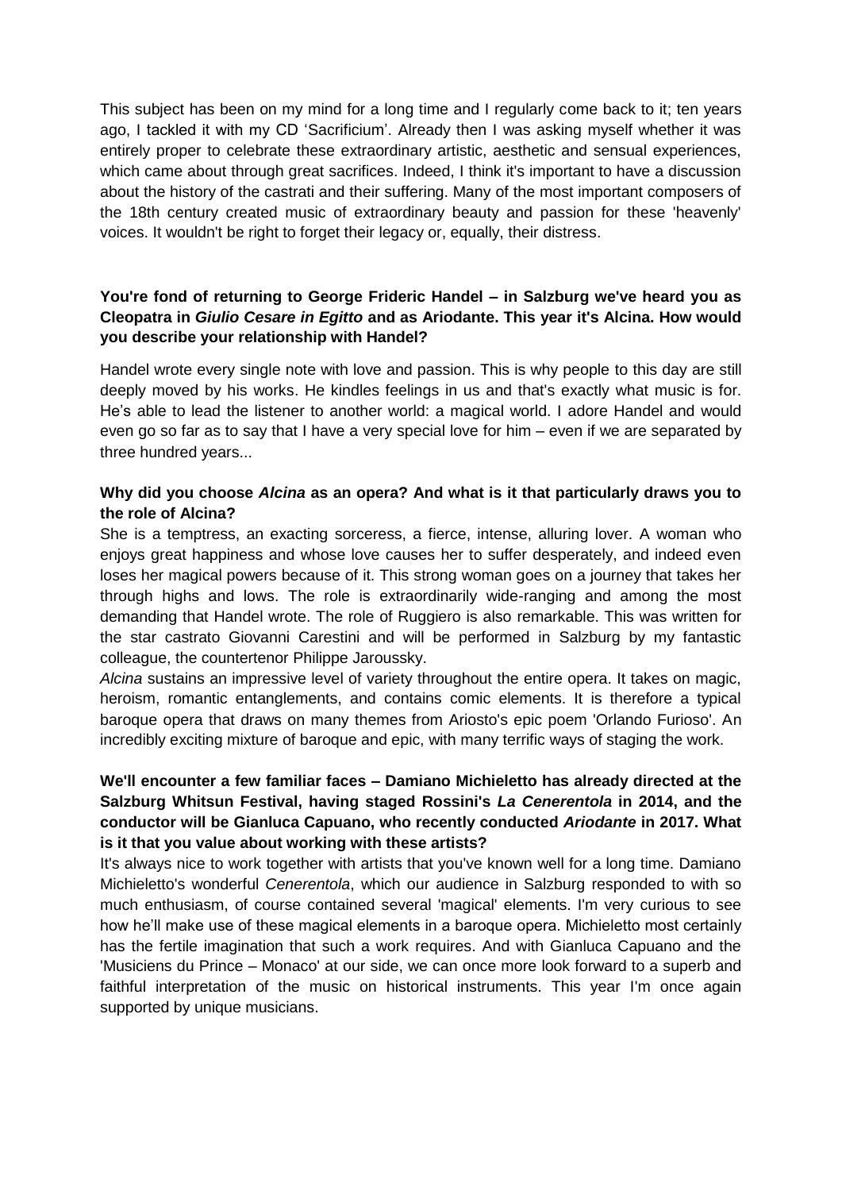This subject has been on my mind for a long time and I regularly come back to it; ten years ago, I tackled it with my CD 'Sacrificium'. Already then I was asking myself whether it was entirely proper to celebrate these extraordinary artistic, aesthetic and sensual experiences, which came about through great sacrifices. Indeed, I think it's important to have a discussion about the history of the castrati and their suffering. Many of the most important composers of the 18th century created music of extraordinary beauty and passion for these 'heavenly' voices. It wouldn't be right to forget their legacy or, equally, their distress.

**You're fond of returning to George Frideric Handel – in Salzburg we've heard you as Cleopatra in *Giulio Cesare in Egitto* and as Ariodante. This year it's Alcina. How would you describe your relationship with Handel?**

Handel wrote every single note with love and passion. This is why people to this day are still deeply moved by his works. He kindles feelings in us and that's exactly what music is for. He's able to lead the listener to another world: a magical world. I adore Handel and would even go so far as to say that I have a very special love for him – even if we are separated by three hundred years...

**Why did you choose *Alcina* as an opera? And what is it that particularly draws you to the role of Alcina?**

She is a temptress, an exacting sorceress, a fierce, intense, alluring lover. A woman who enjoys great happiness and whose love causes her to suffer desperately, and indeed even loses her magical powers because of it. This strong woman goes on a journey that takes her through highs and lows. The role is extraordinarily wide-ranging and among the most demanding that Handel wrote. The role of Ruggiero is also remarkable. This was written for the star castrato Giovanni Carestini and will be performed in Salzburg by my fantastic colleague, the countertenor Philippe Jaroussky.

*Alcina* sustains an impressive level of variety throughout the entire opera. It takes on magic, heroism, romantic entanglements, and contains comic elements. It is therefore a typical baroque opera that draws on many themes from Ariosto's epic poem 'Orlando Furioso'. An incredibly exciting mixture of baroque and epic, with many terrific ways of staging the work.

**We'll encounter a few familiar faces – Damiano Michieletto has already directed at the Salzburg Whitsun Festival, having staged Rossini's *La Cenerentola* in 2014, and the conductor will be Gianluca Capuano, who recently conducted *Ariodante* in 2017. What is it that you value about working with these artists?**

It's always nice to work together with artists that you've known well for a long time. Damiano Michieletto's wonderful *Cenerentola*, which our audience in Salzburg responded to with so much enthusiasm, of course contained several 'magical' elements. I'm very curious to see how he'll make use of these magical elements in a baroque opera. Michieletto most certainly has the fertile imagination that such a work requires. And with Gianluca Capuano and the 'Musiciens du Prince – Monaco' at our side, we can once more look forward to a superb and faithful interpretation of the music on historical instruments. This year I'm once again supported by unique musicians.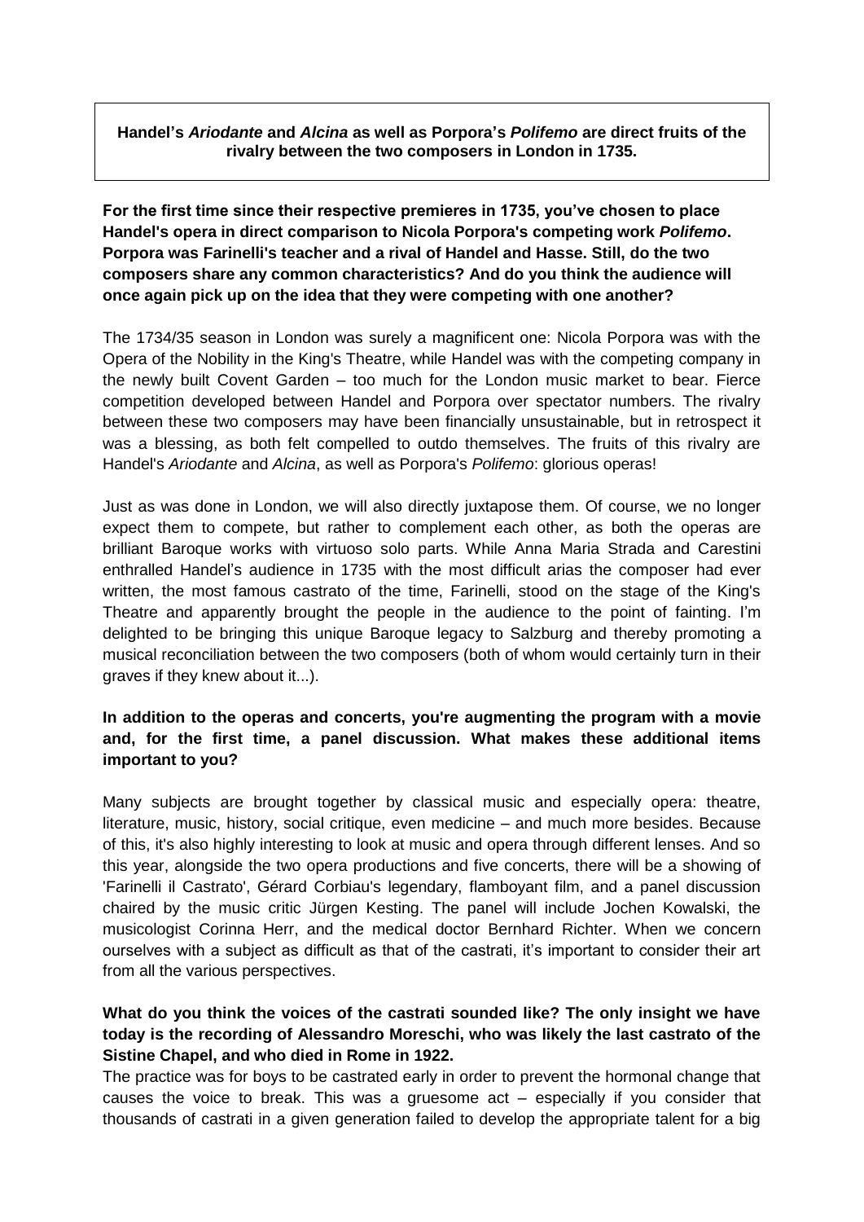**Handel's *Ariodante* and *Alcina* as well as Porpora's *Polifemo* are direct fruits of the rivalry between the two composers in London in 1735.**

**For the first time since their respective premieres in 1735, you've chosen to place Handel's opera in direct comparison to Nicola Porpora's competing work *Polifemo*. Porpora was Farinelli's teacher and a rival of Handel and Hasse. Still, do the two composers share any common characteristics? And do you think the audience will once again pick up on the idea that they were competing with one another?**

The 1734/35 season in London was surely a magnificent one: Nicola Porpora was with the Opera of the Nobility in the King's Theatre, while Handel was with the competing company in the newly built Covent Garden – too much for the London music market to bear. Fierce competition developed between Handel and Porpora over spectator numbers. The rivalry between these two composers may have been financially unsustainable, but in retrospect it was a blessing, as both felt compelled to outdo themselves. The fruits of this rivalry are Handel's *Ariodante* and *Alcina*, as well as Porpora's *Polifemo*: glorious operas!

Just as was done in London, we will also directly juxtapose them. Of course, we no longer expect them to compete, but rather to complement each other, as both the operas are brilliant Baroque works with virtuoso solo parts. While Anna Maria Strada and Carestini enthralled Handel's audience in 1735 with the most difficult arias the composer had ever written, the most famous castrato of the time, Farinelli, stood on the stage of the King's Theatre and apparently brought the people in the audience to the point of fainting. I'm delighted to be bringing this unique Baroque legacy to Salzburg and thereby promoting a musical reconciliation between the two composers (both of whom would certainly turn in their graves if they knew about it...).

**In addition to the operas and concerts, you're augmenting the program with a movie and, for the first time, a panel discussion. What makes these additional items important to you?**

Many subjects are brought together by classical music and especially opera: theatre, literature, music, history, social critique, even medicine – and much more besides. Because of this, it's also highly interesting to look at music and opera through different lenses. And so this year, alongside the two opera productions and five concerts, there will be a showing of 'Farinelli il Castrato', Gérard Corbiau's legendary, flamboyant film, and a panel discussion chaired by the music critic Jürgen Kesting. The panel will include Jochen Kowalski, the musicologist Corinna Herr, and the medical doctor Bernhard Richter. When we concern ourselves with a subject as difficult as that of the castrati, it's important to consider their art from all the various perspectives.

**What do you think the voices of the castrati sounded like? The only insight we have today is the recording of Alessandro Moreschi, who was likely the last castrato of the Sistine Chapel, and who died in Rome in 1922.**

The practice was for boys to be castrated early in order to prevent the hormonal change that causes the voice to break. This was a gruesome act – especially if you consider that thousands of castrati in a given generation failed to develop the appropriate talent for a big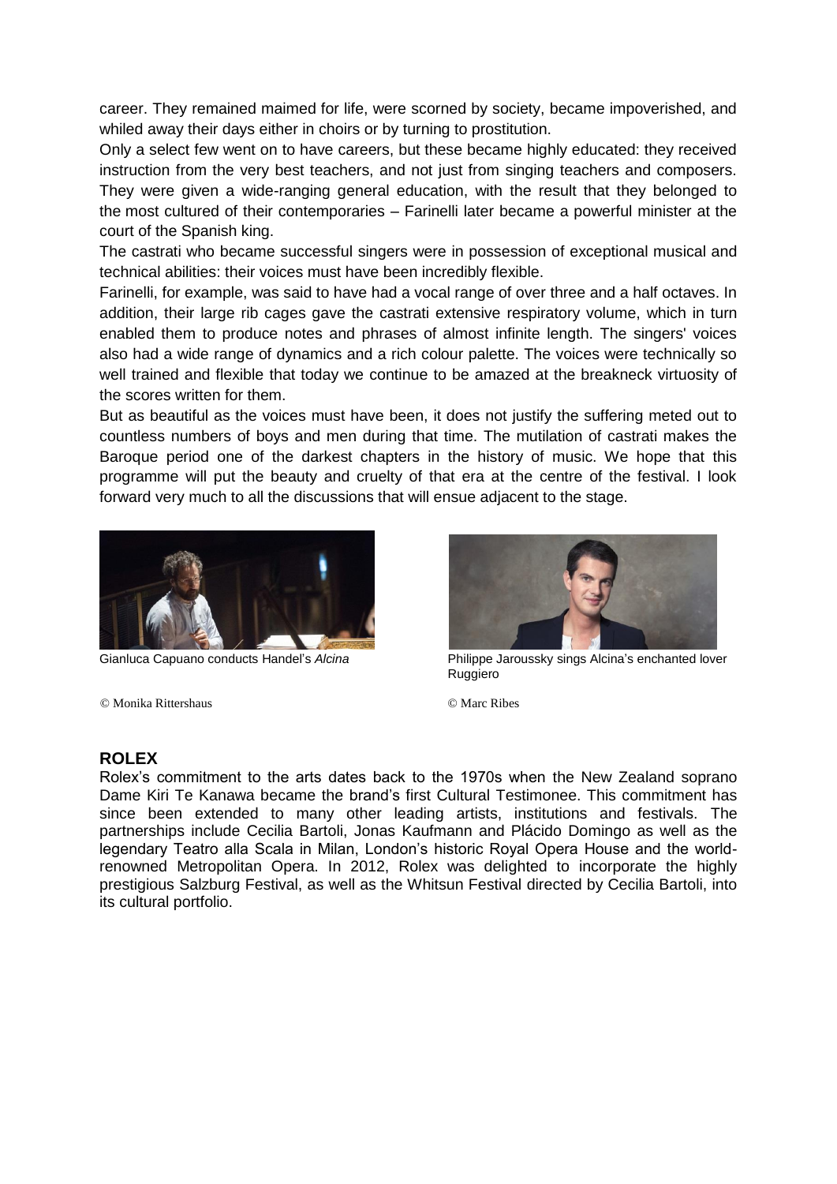career. They remained maimed for life, were scorned by society, became impoverished, and whiled away their days either in choirs or by turning to prostitution.

Only a select few went on to have careers, but these became highly educated: they received instruction from the very best teachers, and not just from singing teachers and composers. They were given a wide-ranging general education, with the result that they belonged to the most cultured of their contemporaries – Farinelli later became a powerful minister at the court of the Spanish king.

The castrati who became successful singers were in possession of exceptional musical and technical abilities: their voices must have been incredibly flexible.

Farinelli, for example, was said to have had a vocal range of over three and a half octaves. In addition, their large rib cages gave the castrati extensive respiratory volume, which in turn enabled them to produce notes and phrases of almost infinite length. The singers' voices also had a wide range of dynamics and a rich colour palette. The voices were technically so well trained and flexible that today we continue to be amazed at the breakneck virtuosity of the scores written for them.

But as beautiful as the voices must have been, it does not justify the suffering meted out to countless numbers of boys and men during that time. The mutilation of castrati makes the Baroque period one of the darkest chapters in the history of music. We hope that this programme will put the beauty and cruelty of that era at the centre of the festival. I look forward very much to all the discussions that will ensue adjacent to the stage.

Gianluca Capuano conducts Handel's *Alcina*

© Monika Rittershaus

Philippe Jaroussky sings Alcina's enchanted lover Ruggiero

© Marc Ribes

## ROLEX

Rolex's commitment to the arts dates back to the 1970s when the New Zealand soprano Dame Kiri Te Kanawa became the brand's first Cultural Testimonee. This commitment has since been extended to many other leading artists, institutions and festivals. The partnerships include Cecilia Bartoli, Jonas Kaufmann and Plácido Domingo as well as the legendary Teatro alla Scala in Milan, London's historic Royal Opera House and the world-renowned Metropolitan Opera. In 2012, Rolex was delighted to incorporate the highly prestigious Salzburg Festival, as well as the Whitsun Festival directed by Cecilia Bartoli, into its cultural portfolio.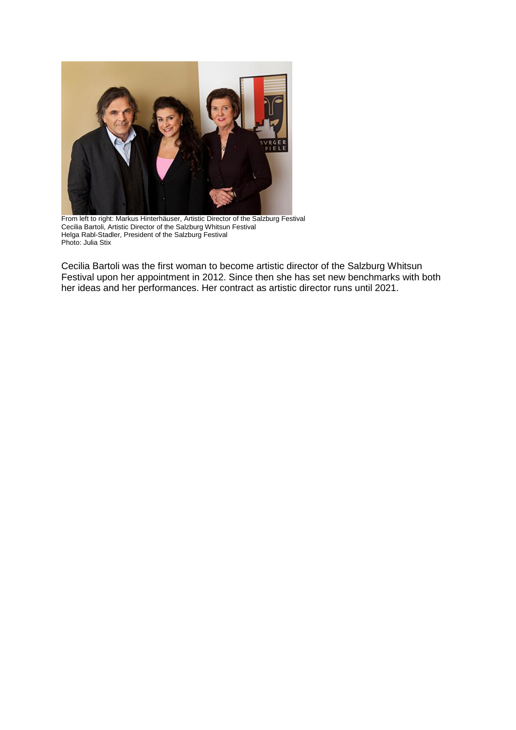From left to right: Markus Hinterhäuser, Artistic Director of the Salzburg Festival
Cecilia Bartoli, Artistic Director of the Salzburg Whitsun Festival
Helga Rabl-Stadler, President of the Salzburg Festival
Photo: Julia Stix

Cecilia Bartoli was the first woman to become artistic director of the Salzburg Whitsun Festival upon her appointment in 2012. Since then she has set new benchmarks with both her ideas and her performances. Her contract as artistic director runs until 2021.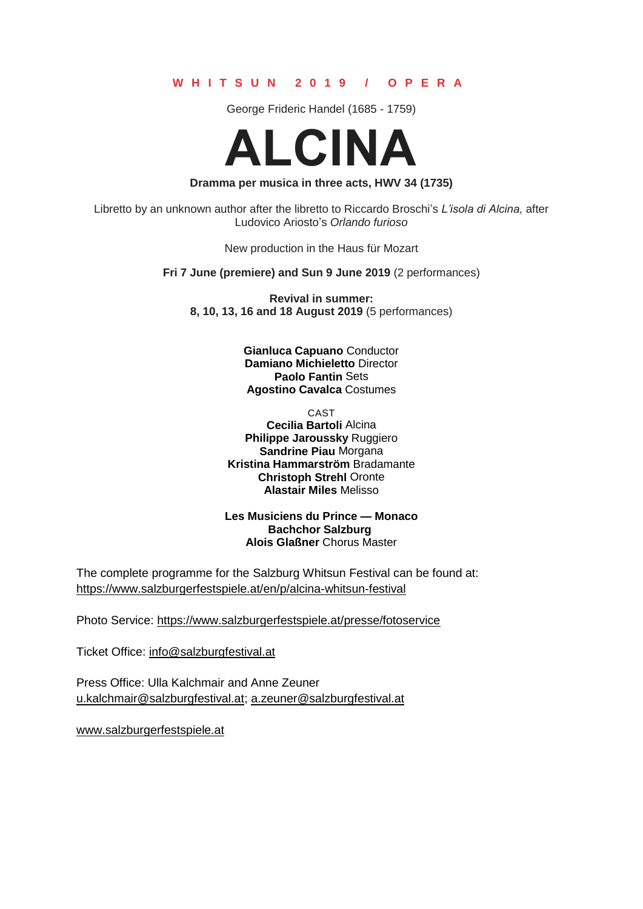**W H I T S U N   2 0 1 9   /   O P E R A**

George Frideric Handel (1685 - 1759)

# ALCINA

**Dramma per musica in three acts, HWV 34 (1735)**

Libretto by an unknown author after the libretto to Riccardo Broschi's *L'isola di Alcina,* after Ludovico Ariosto's *Orlando furioso*

New production in the Haus für Mozart

**Fri 7 June (premiere) and Sun 9 June 2019** (2 performances)

**Revival in summer:**
**8, 10, 13, 16 and 18 August 2019** (5 performances)

**Gianluca Capuano** Conductor
**Damiano Michieletto** Director
**Paolo Fantin** Sets
**Agostino Cavalca** Costumes

CAST
**Cecilia Bartoli** Alcina
**Philippe Jaroussky** Ruggiero
**Sandrine Piau** Morgana
**Kristina Hammarström** Bradamante
**Christoph Strehl** Oronte
**Alastair Miles** Melisso

**Les Musiciens du Prince — Monaco**
**Bachchor Salzburg**
**Alois Glaßner** Chorus Master

The complete programme for the Salzburg Whitsun Festival can be found at:
https://www.salzburgerfestspiele.at/en/p/alcina-whitsun-festival

Photo Service: https://www.salzburgerfestspiele.at/presse/fotoservice

Ticket Office: info@salzburgfestival.at

Press Office: Ulla Kalchmair and Anne Zeuner
u.kalchmair@salzburgfestival.at; a.zeuner@salzburgfestival.at

www.salzburgerfestspiele.at